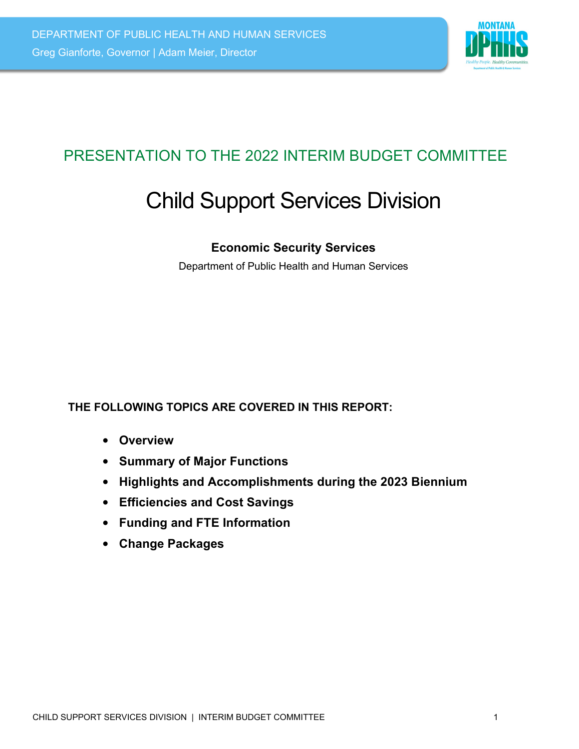DEPARTMENT OF PUBLIC HEALTH AND HUMAN SERVICES

Greg Gianforte, Governor | Adam Meier, Director

## PRESENTATION TO THE 2022 INTERIM BUDGET COMMITTEE

# Child Support Services Division

**Economic Security Services**

Department of Public Health and Human Services

**THE FOLLOWING TOPICS ARE COVERED IN THIS REPORT:**

- **Overview**
- **Summary of Major Functions**
- **Highlights and Accomplishments during the 2023 Biennium**
- **Efficiencies and Cost Savings**
- **Funding and FTE Information**
- **Change Packages**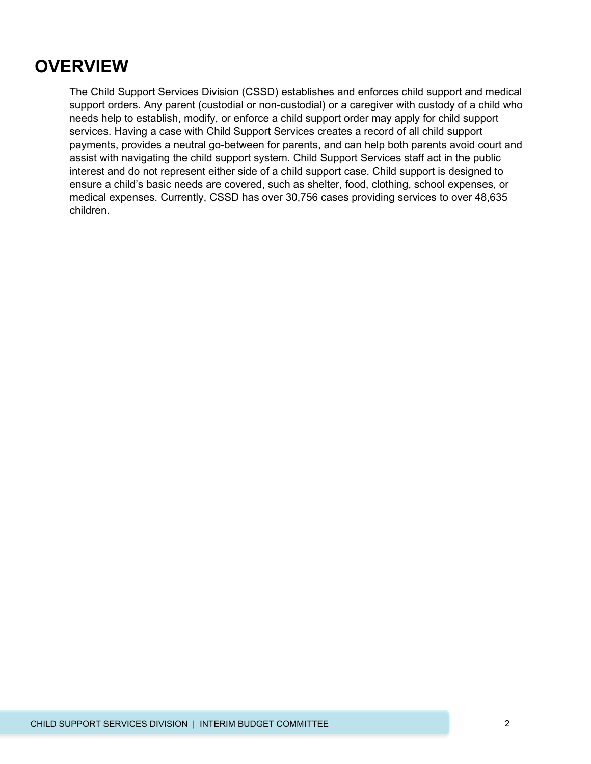# OVERVIEW

The Child Support Services Division (CSSD) establishes and enforces child support and medical support orders. Any parent (custodial or non-custodial) or a caregiver with custody of a child who needs help to establish, modify, or enforce a child support order may apply for child support services. Having a case with Child Support Services creates a record of all child support payments, provides a neutral go-between for parents, and can help both parents avoid court and assist with navigating the child support system. Child Support Services staff act in the public interest and do not represent either side of a child support case. Child support is designed to ensure a child's basic needs are covered, such as shelter, food, clothing, school expenses, or medical expenses. Currently, CSSD has over 30,756 cases providing services to over 48,635 children.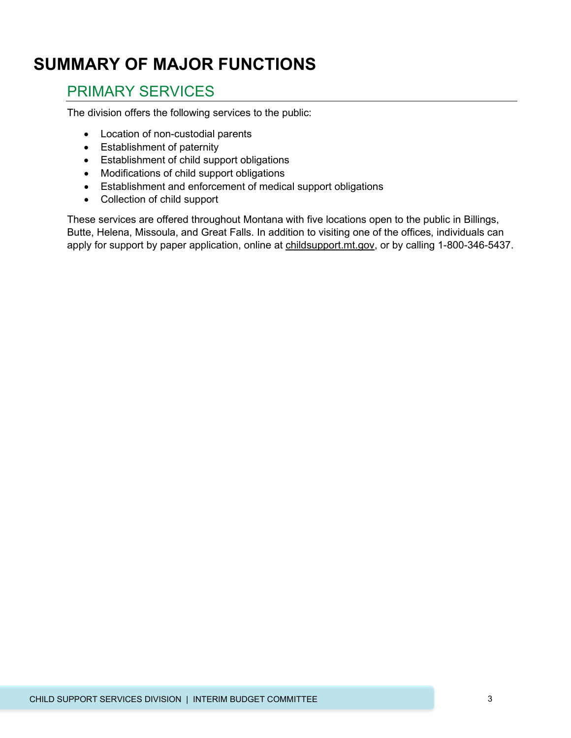# SUMMARY OF MAJOR FUNCTIONS

## PRIMARY SERVICES

The division offers the following services to the public:

- Location of non-custodial parents
- Establishment of paternity
- Establishment of child support obligations
- Modifications of child support obligations
- Establishment and enforcement of medical support obligations
- Collection of child support

These services are offered throughout Montana with five locations open to the public in Billings, Butte, Helena, Missoula, and Great Falls. In addition to visiting one of the offices, individuals can apply for support by paper application, online at childsupport.mt.gov, or by calling 1-800-346-5437.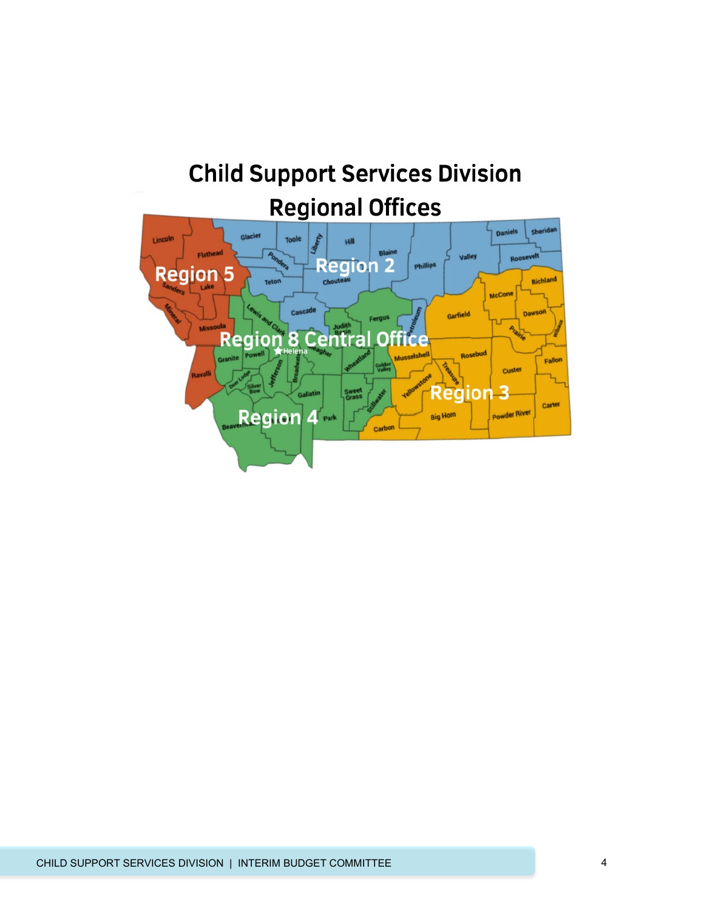# Child Support Services Division
## Regional Offices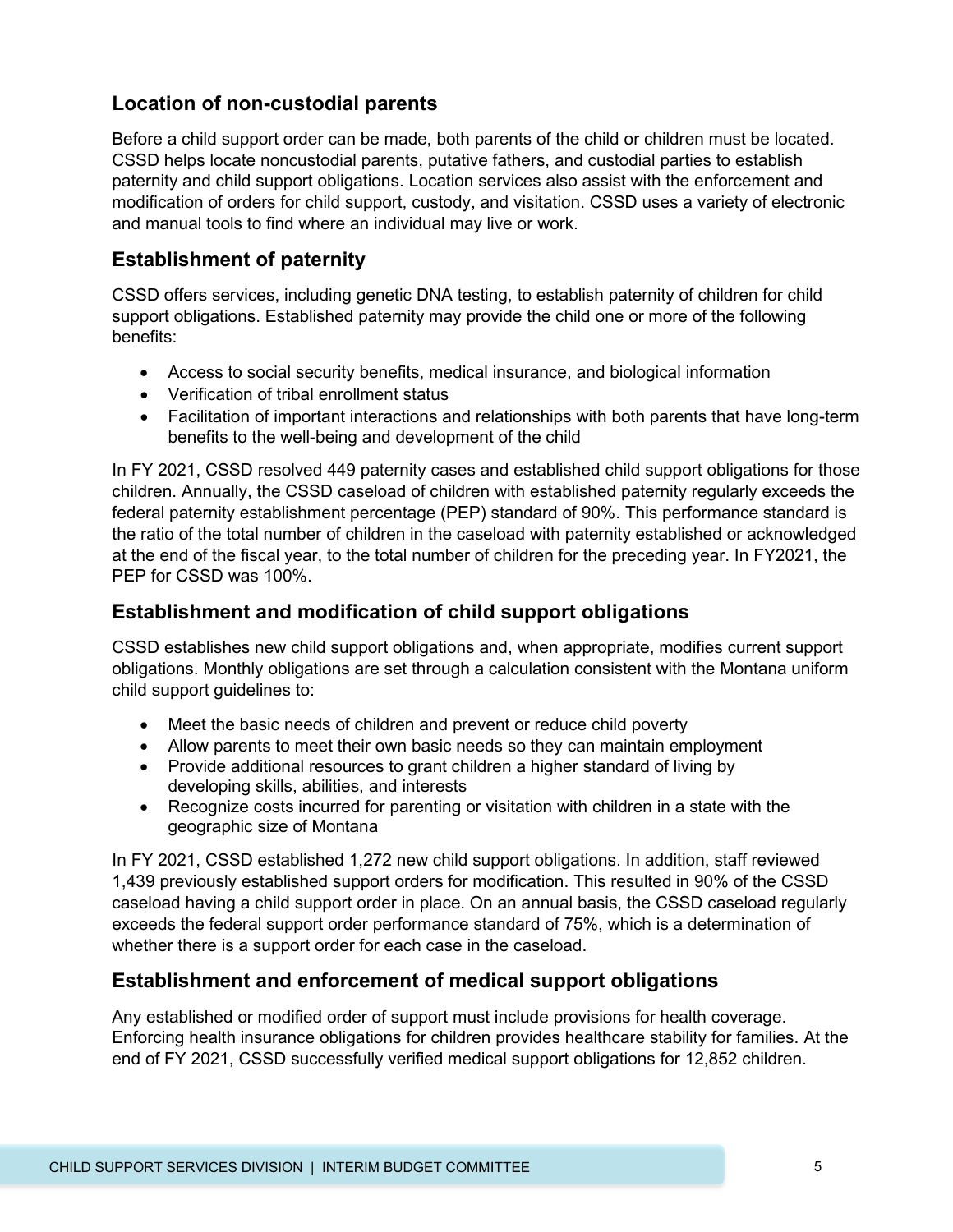## Location of non-custodial parents

Before a child support order can be made, both parents of the child or children must be located. CSSD helps locate noncustodial parents, putative fathers, and custodial parties to establish paternity and child support obligations. Location services also assist with the enforcement and modification of orders for child support, custody, and visitation. CSSD uses a variety of electronic and manual tools to find where an individual may live or work.

## Establishment of paternity

CSSD offers services, including genetic DNA testing, to establish paternity of children for child support obligations. Established paternity may provide the child one or more of the following benefits:

- Access to social security benefits, medical insurance, and biological information
- Verification of tribal enrollment status
- Facilitation of important interactions and relationships with both parents that have long-term benefits to the well-being and development of the child

In FY 2021, CSSD resolved 449 paternity cases and established child support obligations for those children. Annually, the CSSD caseload of children with established paternity regularly exceeds the federal paternity establishment percentage (PEP) standard of 90%. This performance standard is the ratio of the total number of children in the caseload with paternity established or acknowledged at the end of the fiscal year, to the total number of children for the preceding year. In FY2021, the PEP for CSSD was 100%.

## Establishment and modification of child support obligations

CSSD establishes new child support obligations and, when appropriate, modifies current support obligations. Monthly obligations are set through a calculation consistent with the Montana uniform child support guidelines to:

- Meet the basic needs of children and prevent or reduce child poverty
- Allow parents to meet their own basic needs so they can maintain employment
- Provide additional resources to grant children a higher standard of living by developing skills, abilities, and interests
- Recognize costs incurred for parenting or visitation with children in a state with the geographic size of Montana

In FY 2021, CSSD established 1,272 new child support obligations. In addition, staff reviewed 1,439 previously established support orders for modification. This resulted in 90% of the CSSD caseload having a child support order in place. On an annual basis, the CSSD caseload regularly exceeds the federal support order performance standard of 75%, which is a determination of whether there is a support order for each case in the caseload.

## Establishment and enforcement of medical support obligations

Any established or modified order of support must include provisions for health coverage. Enforcing health insurance obligations for children provides healthcare stability for families. At the end of FY 2021, CSSD successfully verified medical support obligations for 12,852 children.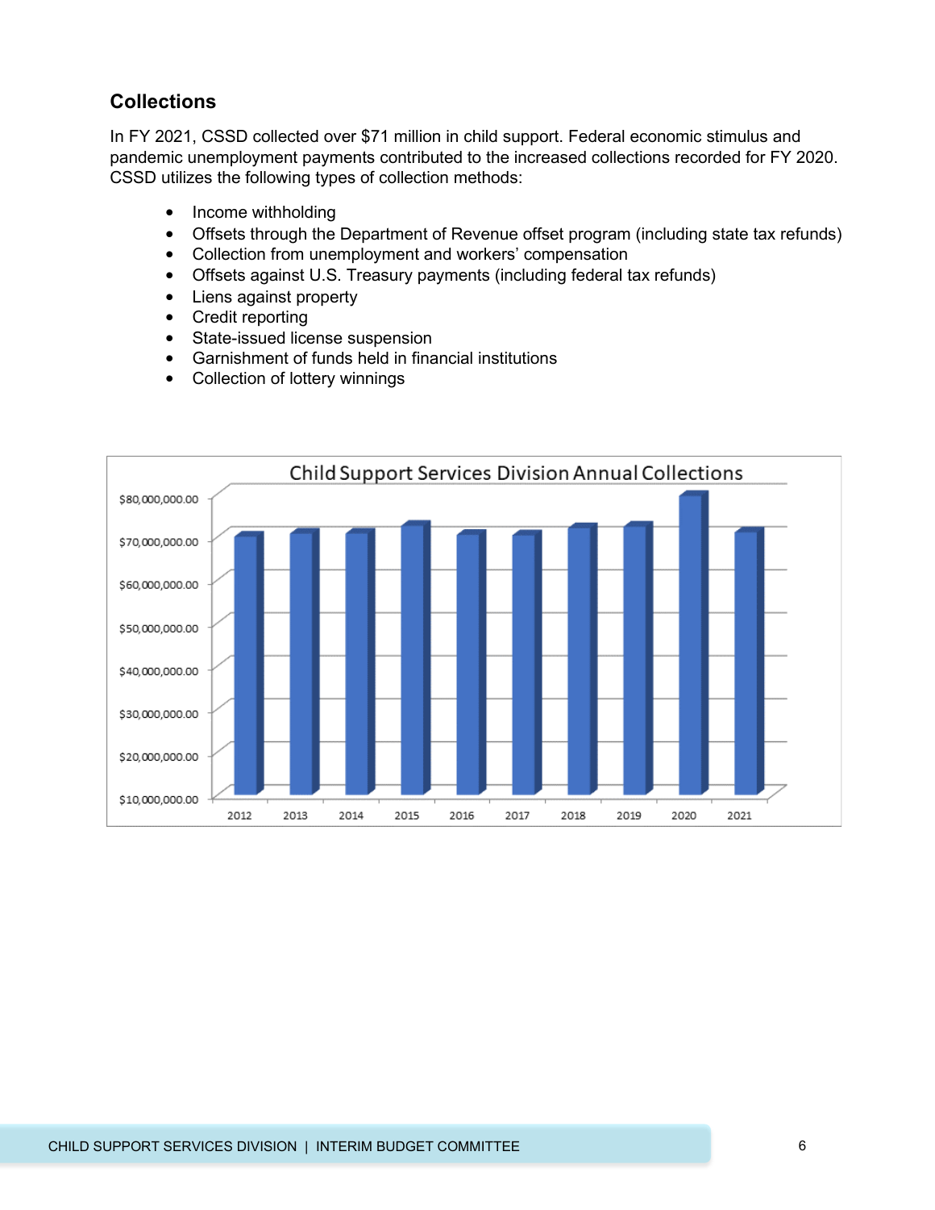## Collections

In FY 2021, CSSD collected over $71 million in child support. Federal economic stimulus and pandemic unemployment payments contributed to the increased collections recorded for FY 2020. CSSD utilizes the following types of collection methods:

- Income withholding
- Offsets through the Department of Revenue offset program (including state tax refunds)
- Collection from unemployment and workers' compensation
- Offsets against U.S. Treasury payments (including federal tax refunds)
- Liens against property
- Credit reporting
- State-issued license suspension
- Garnishment of funds held in financial institutions
- Collection of lottery winnings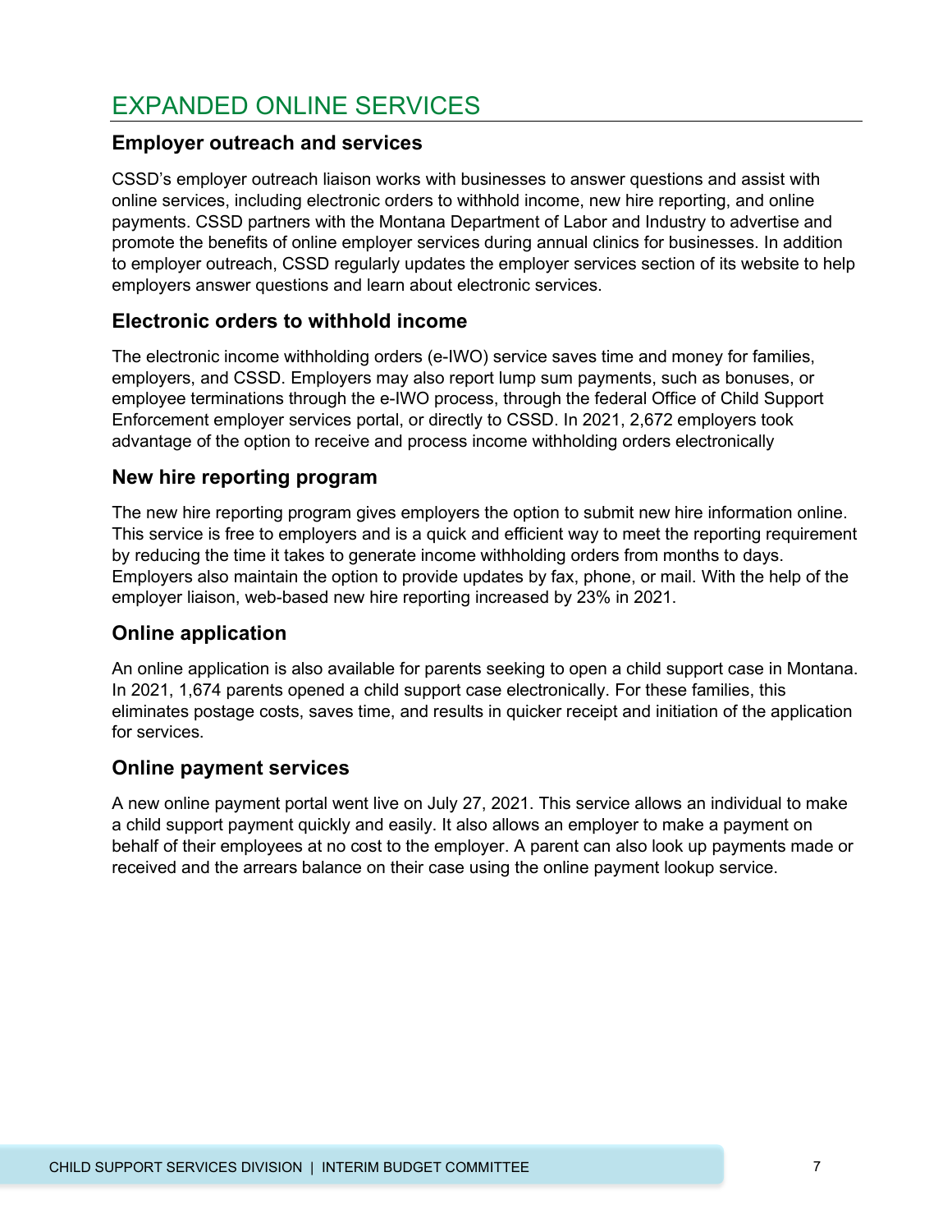# EXPANDED ONLINE SERVICES

## Employer outreach and services

CSSD's employer outreach liaison works with businesses to answer questions and assist with online services, including electronic orders to withhold income, new hire reporting, and online payments. CSSD partners with the Montana Department of Labor and Industry to advertise and promote the benefits of online employer services during annual clinics for businesses. In addition to employer outreach, CSSD regularly updates the employer services section of its website to help employers answer questions and learn about electronic services.

## Electronic orders to withhold income

The electronic income withholding orders (e-IWO) service saves time and money for families, employers, and CSSD. Employers may also report lump sum payments, such as bonuses, or employee terminations through the e-IWO process, through the federal Office of Child Support Enforcement employer services portal, or directly to CSSD. In 2021, 2,672 employers took advantage of the option to receive and process income withholding orders electronically

## New hire reporting program

The new hire reporting program gives employers the option to submit new hire information online. This service is free to employers and is a quick and efficient way to meet the reporting requirement by reducing the time it takes to generate income withholding orders from months to days. Employers also maintain the option to provide updates by fax, phone, or mail. With the help of the employer liaison, web-based new hire reporting increased by 23% in 2021.

## Online application

An online application is also available for parents seeking to open a child support case in Montana. In 2021, 1,674 parents opened a child support case electronically. For these families, this eliminates postage costs, saves time, and results in quicker receipt and initiation of the application for services.

## Online payment services

A new online payment portal went live on July 27, 2021. This service allows an individual to make a child support payment quickly and easily. It also allows an employer to make a payment on behalf of their employees at no cost to the employer. A parent can also look up payments made or received and the arrears balance on their case using the online payment lookup service.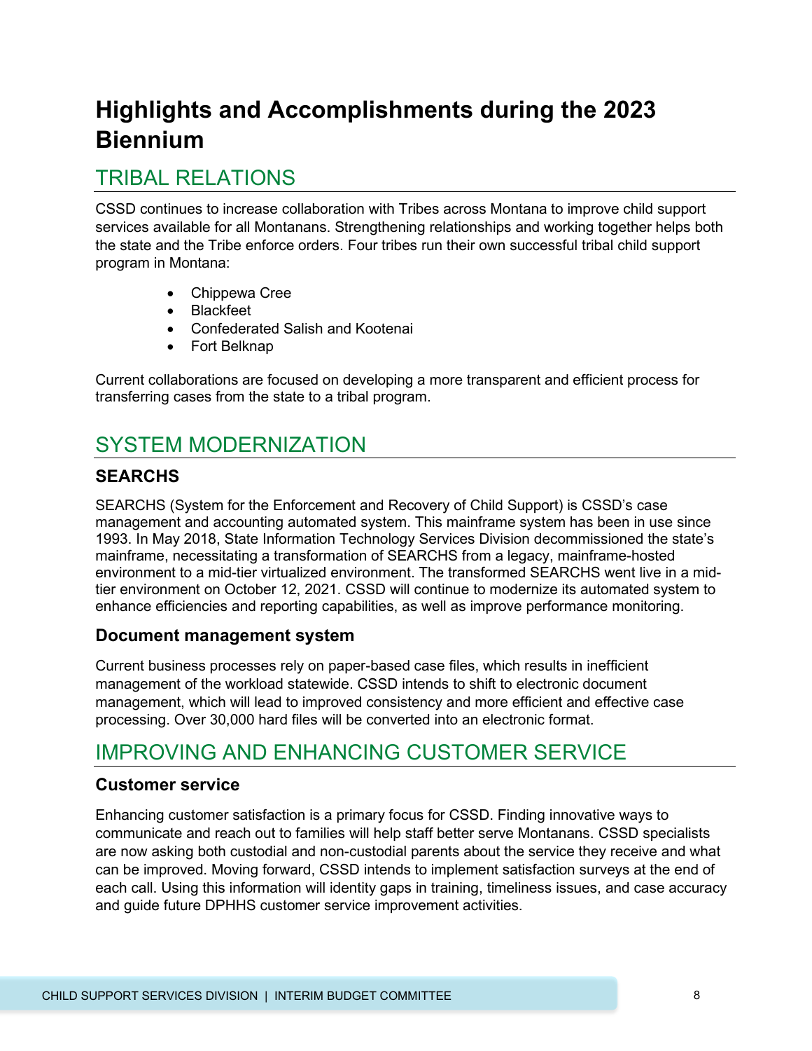# Highlights and Accomplishments during the 2023 Biennium

## TRIBAL RELATIONS

CSSD continues to increase collaboration with Tribes across Montana to improve child support services available for all Montanans. Strengthening relationships and working together helps both the state and the Tribe enforce orders. Four tribes run their own successful tribal child support program in Montana:

- Chippewa Cree
- Blackfeet
- Confederated Salish and Kootenai
- Fort Belknap

Current collaborations are focused on developing a more transparent and efficient process for transferring cases from the state to a tribal program.

## SYSTEM MODERNIZATION

### SEARCHS

SEARCHS (System for the Enforcement and Recovery of Child Support) is CSSD's case management and accounting automated system. This mainframe system has been in use since 1993. In May 2018, State Information Technology Services Division decommissioned the state's mainframe, necessitating a transformation of SEARCHS from a legacy, mainframe-hosted environment to a mid-tier virtualized environment. The transformed SEARCHS went live in a mid-tier environment on October 12, 2021. CSSD will continue to modernize its automated system to enhance efficiencies and reporting capabilities, as well as improve performance monitoring.

### Document management system

Current business processes rely on paper-based case files, which results in inefficient management of the workload statewide. CSSD intends to shift to electronic document management, which will lead to improved consistency and more efficient and effective case processing. Over 30,000 hard files will be converted into an electronic format.

## IMPROVING AND ENHANCING CUSTOMER SERVICE

### Customer service

Enhancing customer satisfaction is a primary focus for CSSD. Finding innovative ways to communicate and reach out to families will help staff better serve Montanans. CSSD specialists are now asking both custodial and non-custodial parents about the service they receive and what can be improved. Moving forward, CSSD intends to implement satisfaction surveys at the end of each call. Using this information will identity gaps in training, timeliness issues, and case accuracy and guide future DPHHS customer service improvement activities.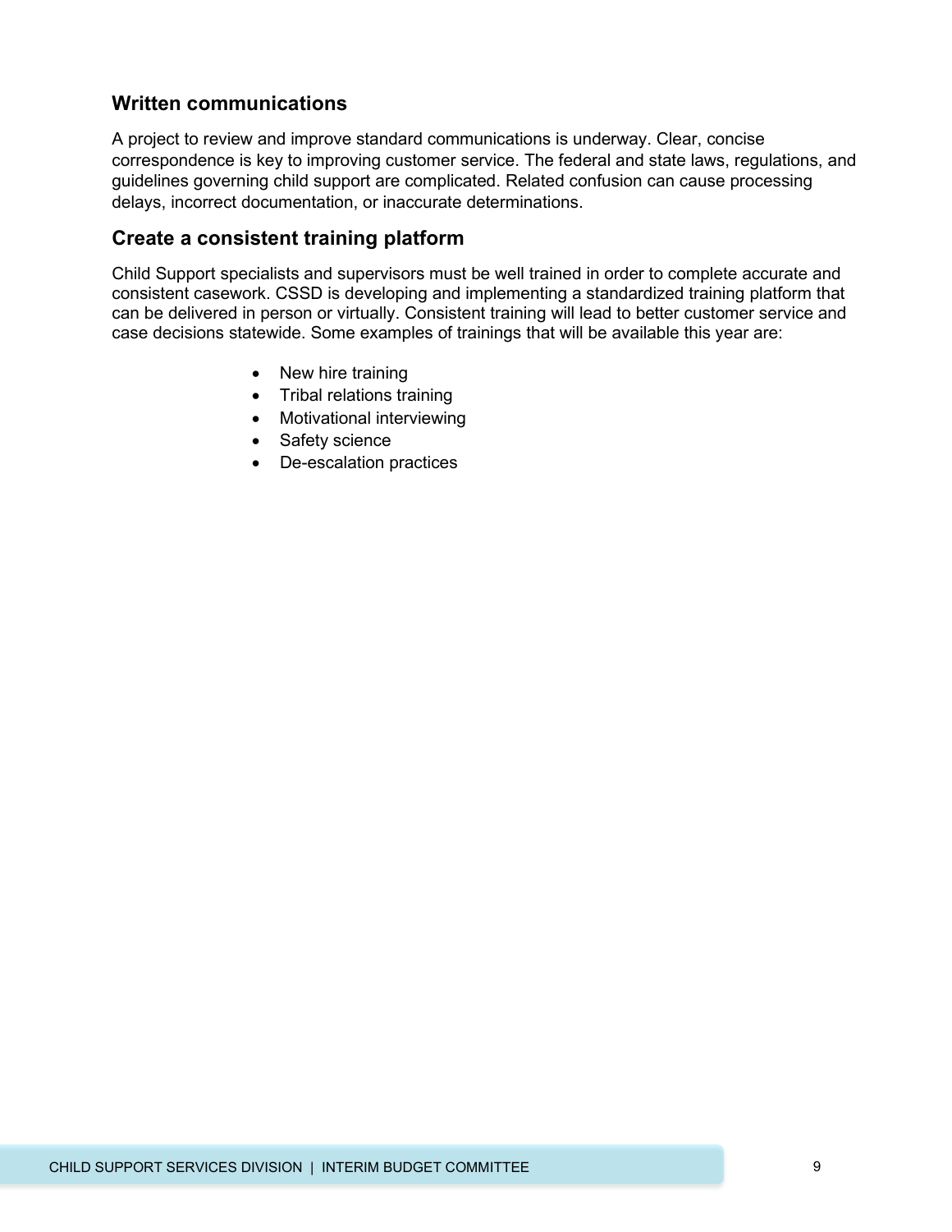## Written communications

A project to review and improve standard communications is underway. Clear, concise correspondence is key to improving customer service. The federal and state laws, regulations, and guidelines governing child support are complicated. Related confusion can cause processing delays, incorrect documentation, or inaccurate determinations.

## Create a consistent training platform

Child Support specialists and supervisors must be well trained in order to complete accurate and consistent casework. CSSD is developing and implementing a standardized training platform that can be delivered in person or virtually. Consistent training will lead to better customer service and case decisions statewide. Some examples of trainings that will be available this year are:

- New hire training
- Tribal relations training
- Motivational interviewing
- Safety science
- De-escalation practices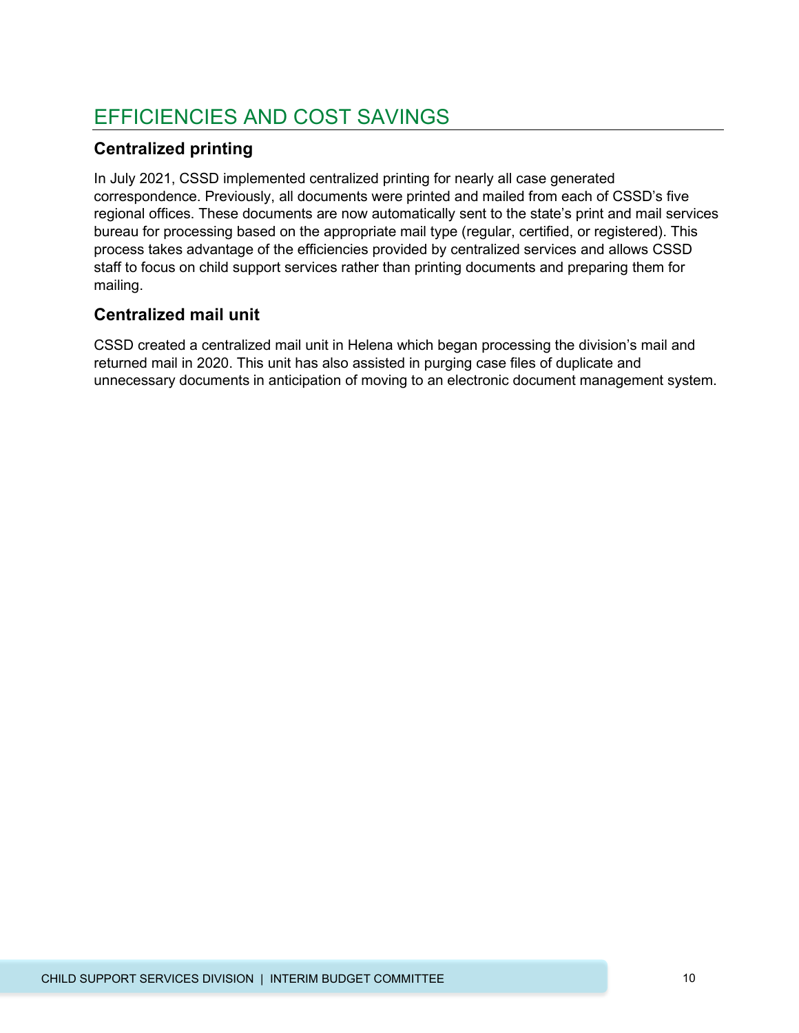# EFFICIENCIES AND COST SAVINGS

## Centralized printing

In July 2021, CSSD implemented centralized printing for nearly all case generated correspondence. Previously, all documents were printed and mailed from each of CSSD's five regional offices. These documents are now automatically sent to the state's print and mail services bureau for processing based on the appropriate mail type (regular, certified, or registered). This process takes advantage of the efficiencies provided by centralized services and allows CSSD staff to focus on child support services rather than printing documents and preparing them for mailing.

## Centralized mail unit

CSSD created a centralized mail unit in Helena which began processing the division's mail and returned mail in 2020. This unit has also assisted in purging case files of duplicate and unnecessary documents in anticipation of moving to an electronic document management system.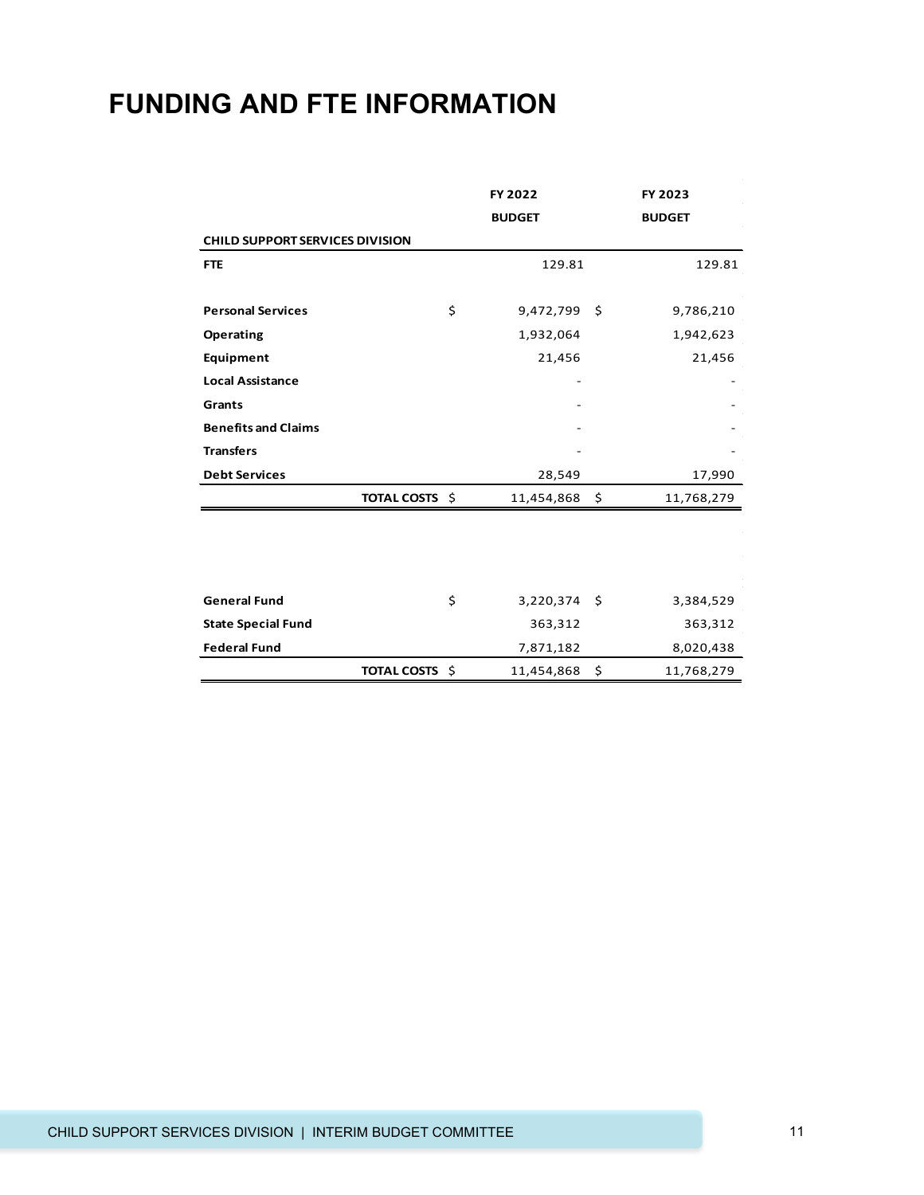# FUNDING AND FTE INFORMATION

| | FY 2022 BUDGET | FY 2023 BUDGET |
|---|---|---|
| **CHILD SUPPORT SERVICES DIVISION** | | |
| **FTE** | 129.81 | 129.81 |
| **Personal Services** | $ 9,472,799 | $ 9,786,210 |
| **Operating** | 1,932,064 | 1,942,623 |
| **Equipment** | 21,456 | 21,456 |
| **Local Assistance** | - | - |
| **Grants** | - | - |
| **Benefits and Claims** | - | - |
| **Transfers** | - | - |
| **Debt Services** | 28,549 | 17,990 |
| **TOTAL COSTS** | $ 11,454,868 | $ 11,768,279 |

| | FY 2022 BUDGET | FY 2023 BUDGET |
|---|---|---|
| **General Fund** | $ 3,220,374 | $ 3,384,529 |
| **State Special Fund** | 363,312 | 363,312 |
| **Federal Fund** | 7,871,182 | 8,020,438 |
| **TOTAL COSTS** | $ 11,454,868 | $ 11,768,279 |